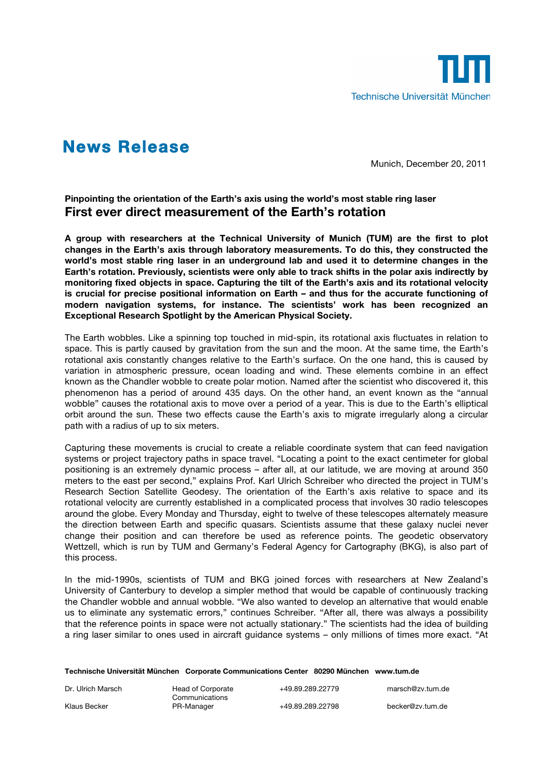Technische Universität München

# News Release

Munich, December 20, 2011

**Pinpointing the orientation of the Earth's axis using the world's most stable ring laser**

## First ever direct measurement of the Earth's rotation

**A group with researchers at the Technical University of Munich (TUM) are the first to plot changes in the Earth's axis through laboratory measurements. To do this, they constructed the world's most stable ring laser in an underground lab and used it to determine changes in the Earth's rotation. Previously, scientists were only able to track shifts in the polar axis indirectly by monitoring fixed objects in space. Capturing the tilt of the Earth's axis and its rotational velocity is crucial for precise positional information on Earth – and thus for the accurate functioning of modern navigation systems, for instance. The scientists' work has been recognized an Exceptional Research Spotlight by the American Physical Society.**

The Earth wobbles. Like a spinning top touched in mid-spin, its rotational axis fluctuates in relation to space. This is partly caused by gravitation from the sun and the moon. At the same time, the Earth's rotational axis constantly changes relative to the Earth's surface. On the one hand, this is caused by variation in atmospheric pressure, ocean loading and wind. These elements combine in an effect known as the Chandler wobble to create polar motion. Named after the scientist who discovered it, this phenomenon has a period of around 435 days. On the other hand, an event known as the "annual wobble" causes the rotational axis to move over a period of a year. This is due to the Earth's elliptical orbit around the sun. These two effects cause the Earth's axis to migrate irregularly along a circular path with a radius of up to six meters.

Capturing these movements is crucial to create a reliable coordinate system that can feed navigation systems or project trajectory paths in space travel. "Locating a point to the exact centimeter for global positioning is an extremely dynamic process – after all, at our latitude, we are moving at around 350 meters to the east per second," explains Prof. Karl Ulrich Schreiber who directed the project in TUM's Research Section Satellite Geodesy. The orientation of the Earth's axis relative to space and its rotational velocity are currently established in a complicated process that involves 30 radio telescopes around the globe. Every Monday and Thursday, eight to twelve of these telescopes alternately measure the direction between Earth and specific quasars. Scientists assume that these galaxy nuclei never change their position and can therefore be used as reference points. The geodetic observatory Wettzell, which is run by TUM and Germany's Federal Agency for Cartography (BKG), is also part of this process.

In the mid-1990s, scientists of TUM and BKG joined forces with researchers at New Zealand's University of Canterbury to develop a simpler method that would be capable of continuously tracking the Chandler wobble and annual wobble. "We also wanted to develop an alternative that would enable us to eliminate any systematic errors," continues Schreiber. "After all, there was always a possibility that the reference points in space were not actually stationary." The scientists had the idea of building a ring laser similar to ones used in aircraft guidance systems – only millions of times more exact. "At

**Technische Universität München Corporate Communications Center 80290 München www.tum.de**

| | | | |
|---|---|---|---|
| Dr. Ulrich Marsch | Head of Corporate Communications | +49.89.289.22779 | marsch@zv.tum.de |
| Klaus Becker | PR-Manager | +49.89.289.22798 | becker@zv.tum.de |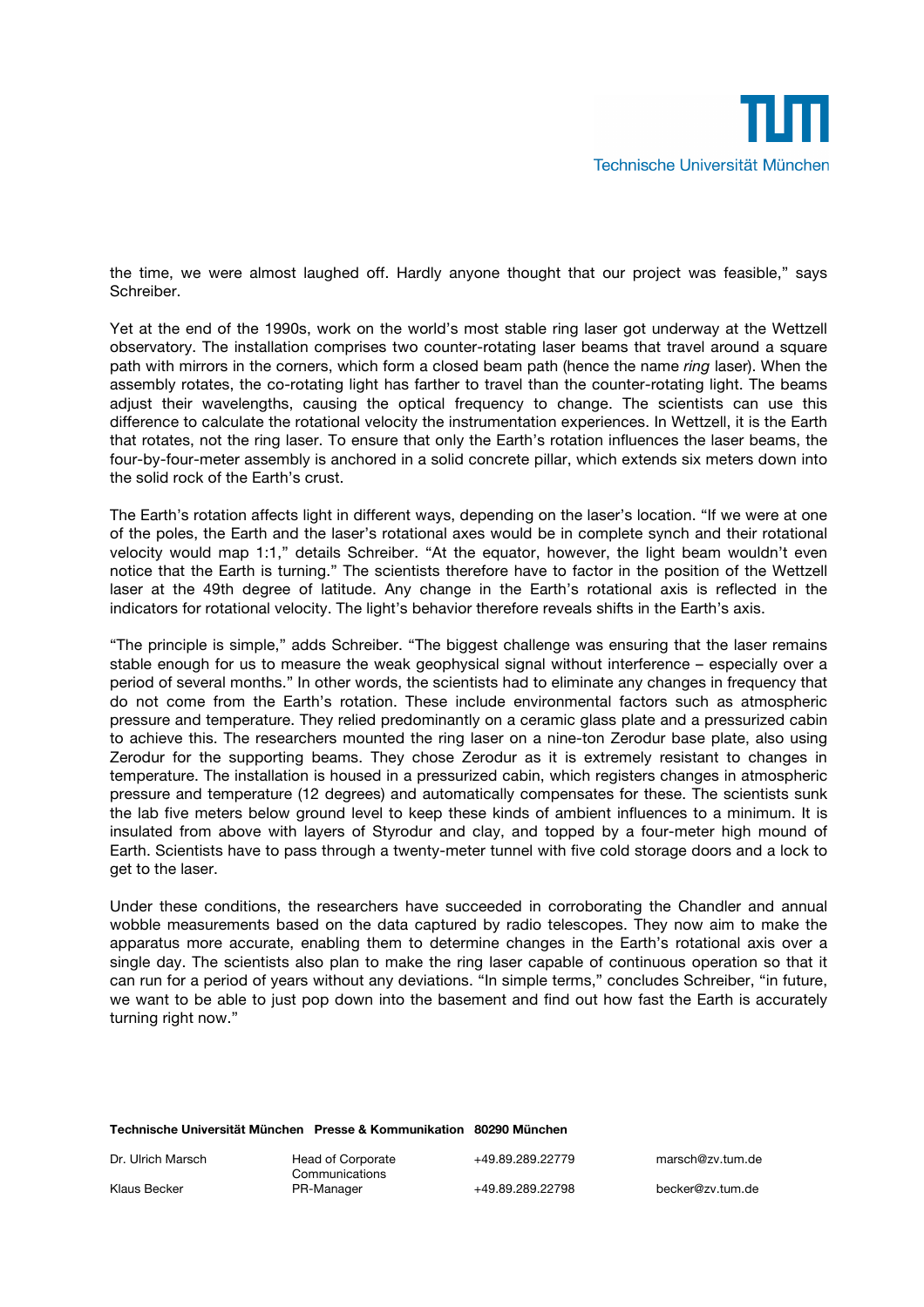the time, we were almost laughed off. Hardly anyone thought that our project was feasible," says Schreiber.

Yet at the end of the 1990s, work on the world's most stable ring laser got underway at the Wettzell observatory. The installation comprises two counter-rotating laser beams that travel around a square path with mirrors in the corners, which form a closed beam path (hence the name *ring* laser). When the assembly rotates, the co-rotating light has farther to travel than the counter-rotating light. The beams adjust their wavelengths, causing the optical frequency to change. The scientists can use this difference to calculate the rotational velocity the instrumentation experiences. In Wettzell, it is the Earth that rotates, not the ring laser. To ensure that only the Earth's rotation influences the laser beams, the four-by-four-meter assembly is anchored in a solid concrete pillar, which extends six meters down into the solid rock of the Earth's crust.

The Earth's rotation affects light in different ways, depending on the laser's location. "If we were at one of the poles, the Earth and the laser's rotational axes would be in complete synch and their rotational velocity would map 1:1," details Schreiber. "At the equator, however, the light beam wouldn't even notice that the Earth is turning." The scientists therefore have to factor in the position of the Wettzell laser at the 49th degree of latitude. Any change in the Earth's rotational axis is reflected in the indicators for rotational velocity. The light's behavior therefore reveals shifts in the Earth's axis.

"The principle is simple," adds Schreiber. "The biggest challenge was ensuring that the laser remains stable enough for us to measure the weak geophysical signal without interference – especially over a period of several months." In other words, the scientists had to eliminate any changes in frequency that do not come from the Earth's rotation. These include environmental factors such as atmospheric pressure and temperature. They relied predominantly on a ceramic glass plate and a pressurized cabin to achieve this. The researchers mounted the ring laser on a nine-ton Zerodur base plate, also using Zerodur for the supporting beams. They chose Zerodur as it is extremely resistant to changes in temperature. The installation is housed in a pressurized cabin, which registers changes in atmospheric pressure and temperature (12 degrees) and automatically compensates for these. The scientists sunk the lab five meters below ground level to keep these kinds of ambient influences to a minimum. It is insulated from above with layers of Styrodur and clay, and topped by a four-meter high mound of Earth. Scientists have to pass through a twenty-meter tunnel with five cold storage doors and a lock to get to the laser.

Under these conditions, the researchers have succeeded in corroborating the Chandler and annual wobble measurements based on the data captured by radio telescopes. They now aim to make the apparatus more accurate, enabling them to determine changes in the Earth's rotational axis over a single day. The scientists also plan to make the ring laser capable of continuous operation so that it can run for a period of years without any deviations. "In simple terms," concludes Schreiber, "in future, we want to be able to just pop down into the basement and find out how fast the Earth is accurately turning right now."

**Technische Universität München Presse & Kommunikation 80290 München**

| | | | |
|---|---|---|---|
| Dr. Ulrich Marsch | Head of Corporate Communications | +49.89.289.22779 | marsch@zv.tum.de |
| Klaus Becker | PR-Manager | +49.89.289.22798 | becker@zv.tum.de |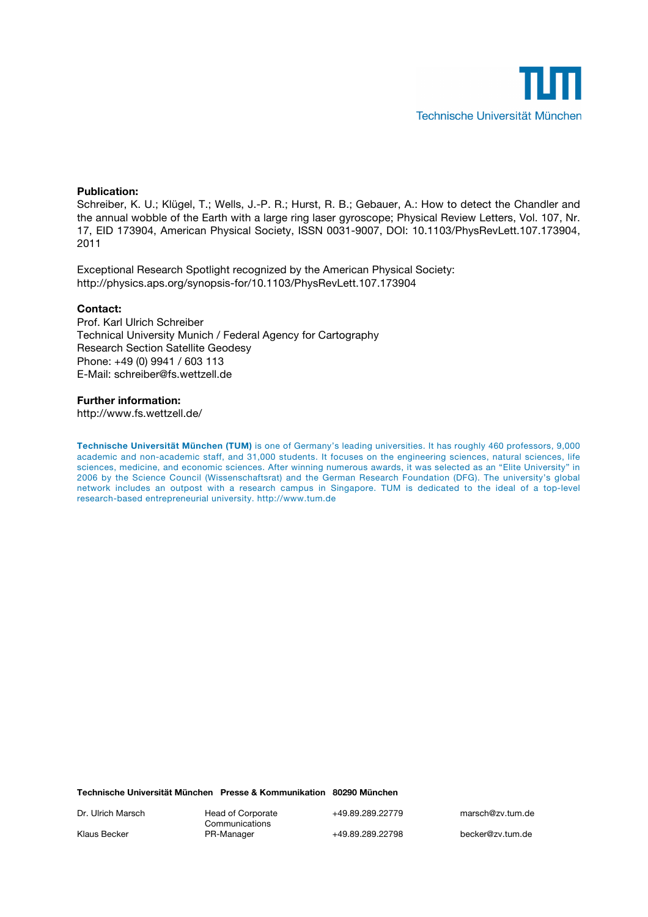**Publication:**
Schreiber, K. U.; Klügel, T.; Wells, J.-P. R.; Hurst, R. B.; Gebauer, A.: How to detect the Chandler and the annual wobble of the Earth with a large ring laser gyroscope; Physical Review Letters, Vol. 107, Nr. 17, EID 173904, American Physical Society, ISSN 0031-9007, DOI: 10.1103/PhysRevLett.107.173904, 2011

Exceptional Research Spotlight recognized by the American Physical Society:
http://physics.aps.org/synopsis-for/10.1103/PhysRevLett.107.173904

**Contact:**
Prof. Karl Ulrich Schreiber
Technical University Munich / Federal Agency for Cartography
Research Section Satellite Geodesy
Phone: +49 (0) 9941 / 603 113
E-Mail: schreiber@fs.wettzell.de

**Further information:**
http://www.fs.wettzell.de/

**Technische Universität München (TUM)** is one of Germany's leading universities. It has roughly 460 professors, 9,000 academic and non-academic staff, and 31,000 students. It focuses on the engineering sciences, natural sciences, life sciences, medicine, and economic sciences. After winning numerous awards, it was selected as an "Elite University" in 2006 by the Science Council (Wissenschaftsrat) and the German Research Foundation (DFG). The university's global network includes an outpost with a research campus in Singapore. TUM is dedicated to the ideal of a top-level research-based entrepreneurial university. http://www.tum.de

**Technische Universität München Presse & Kommunikation 80290 München**

| | | | |
|---|---|---|---|
| Dr. Ulrich Marsch | Head of Corporate Communications | +49.89.289.22779 | marsch@zv.tum.de |
| Klaus Becker | PR-Manager | +49.89.289.22798 | becker@zv.tum.de |